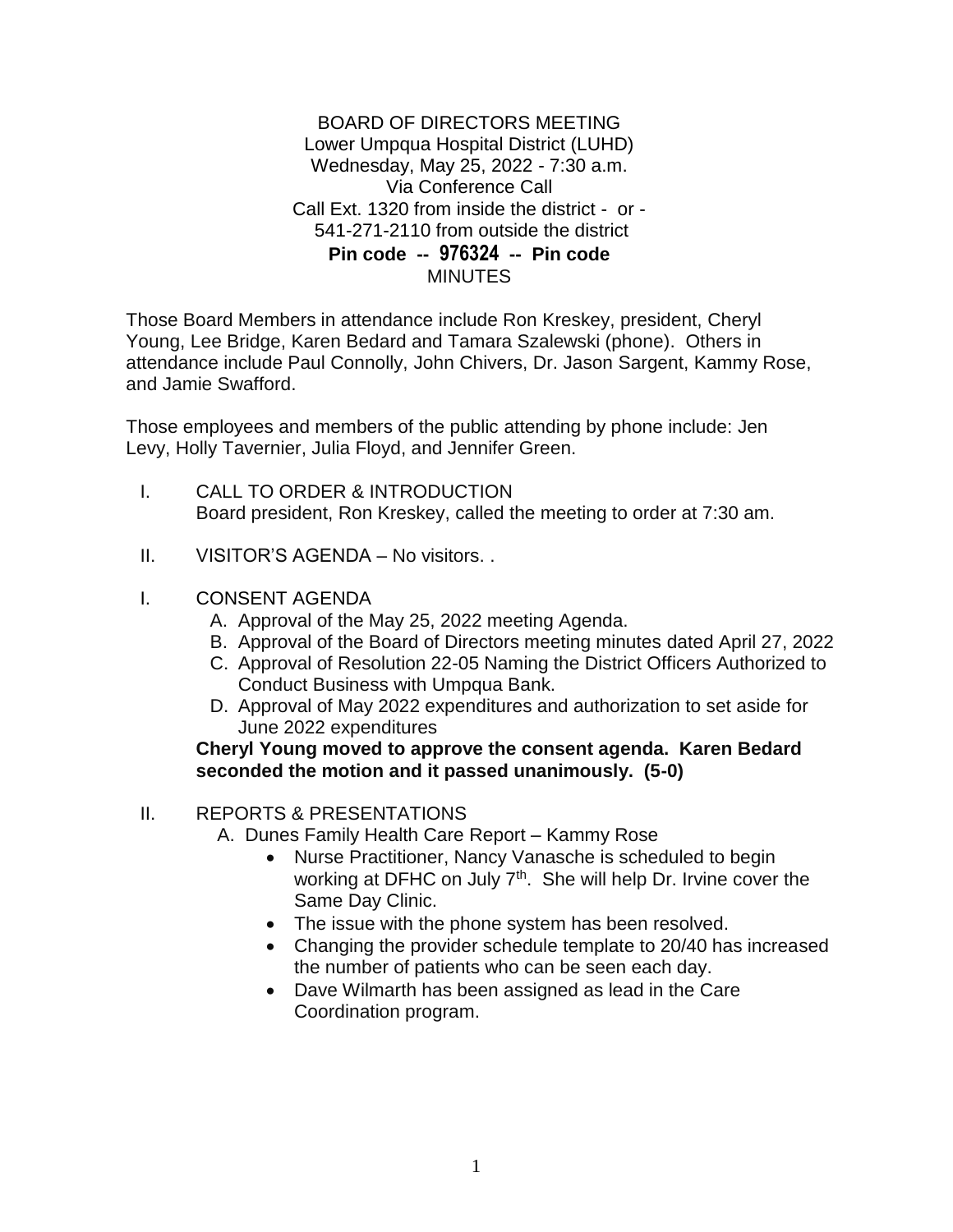BOARD OF DIRECTORS MEETING
Lower Umpqua Hospital District (LUHD)
Wednesday, May 25, 2022 - 7:30 a.m.
Via Conference Call
Call Ext. 1320 from inside the district - or -
541-271-2110 from outside the district
**Pin code -- 976324 -- Pin code**
MINUTES

Those Board Members in attendance include Ron Kreskey, president, Cheryl Young, Lee Bridge, Karen Bedard and Tamara Szalewski (phone). Others in attendance include Paul Connolly, John Chivers, Dr. Jason Sargent, Kammy Rose, and Jamie Swafford.

Those employees and members of the public attending by phone include: Jen Levy, Holly Tavernier, Julia Floyd, and Jennifer Green.

I. CALL TO ORDER & INTRODUCTION
Board president, Ron Kreskey, called the meeting to order at 7:30 am.

II. VISITOR'S AGENDA – No visitors. .

I. CONSENT AGENDA
   A. Approval of the May 25, 2022 meeting Agenda.
   B. Approval of the Board of Directors meeting minutes dated April 27, 2022
   C. Approval of Resolution 22-05 Naming the District Officers Authorized to Conduct Business with Umpqua Bank.
   D. Approval of May 2022 expenditures and authorization to set aside for June 2022 expenditures

**Cheryl Young moved to approve the consent agenda. Karen Bedard seconded the motion and it passed unanimously. (5-0)**

II. REPORTS & PRESENTATIONS
   A. Dunes Family Health Care Report – Kammy Rose
      - Nurse Practitioner, Nancy Vanasche is scheduled to begin working at DFHC on July 7th. She will help Dr. Irvine cover the Same Day Clinic.
      - The issue with the phone system has been resolved.
      - Changing the provider schedule template to 20/40 has increased the number of patients who can be seen each day.
      - Dave Wilmarth has been assigned as lead in the Care Coordination program.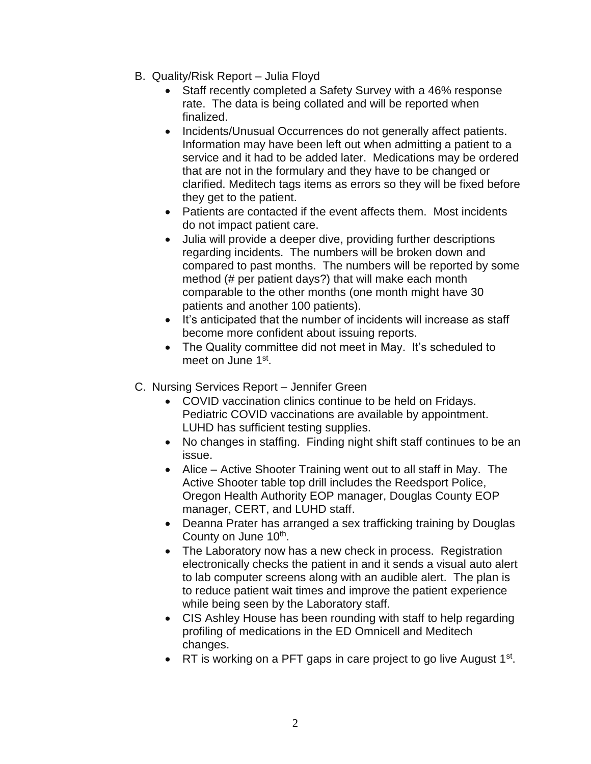B. Quality/Risk Report – Julia Floyd

- Staff recently completed a Safety Survey with a 46% response rate. The data is being collated and will be reported when finalized.
- Incidents/Unusual Occurrences do not generally affect patients. Information may have been left out when admitting a patient to a service and it had to be added later. Medications may be ordered that are not in the formulary and they have to be changed or clarified. Meditech tags items as errors so they will be fixed before they get to the patient.
- Patients are contacted if the event affects them. Most incidents do not impact patient care.
- Julia will provide a deeper dive, providing further descriptions regarding incidents. The numbers will be broken down and compared to past months. The numbers will be reported by some method (# per patient days?) that will make each month comparable to the other months (one month might have 30 patients and another 100 patients).
- It's anticipated that the number of incidents will increase as staff become more confident about issuing reports.
- The Quality committee did not meet in May. It's scheduled to meet on June 1st.

C. Nursing Services Report – Jennifer Green

- COVID vaccination clinics continue to be held on Fridays. Pediatric COVID vaccinations are available by appointment. LUHD has sufficient testing supplies.
- No changes in staffing. Finding night shift staff continues to be an issue.
- Alice – Active Shooter Training went out to all staff in May. The Active Shooter table top drill includes the Reedsport Police, Oregon Health Authority EOP manager, Douglas County EOP manager, CERT, and LUHD staff.
- Deanna Prater has arranged a sex trafficking training by Douglas County on June 10th.
- The Laboratory now has a new check in process. Registration electronically checks the patient in and it sends a visual auto alert to lab computer screens along with an audible alert. The plan is to reduce patient wait times and improve the patient experience while being seen by the Laboratory staff.
- CIS Ashley House has been rounding with staff to help regarding profiling of medications in the ED Omnicell and Meditech changes.
- RT is working on a PFT gaps in care project to go live August 1st.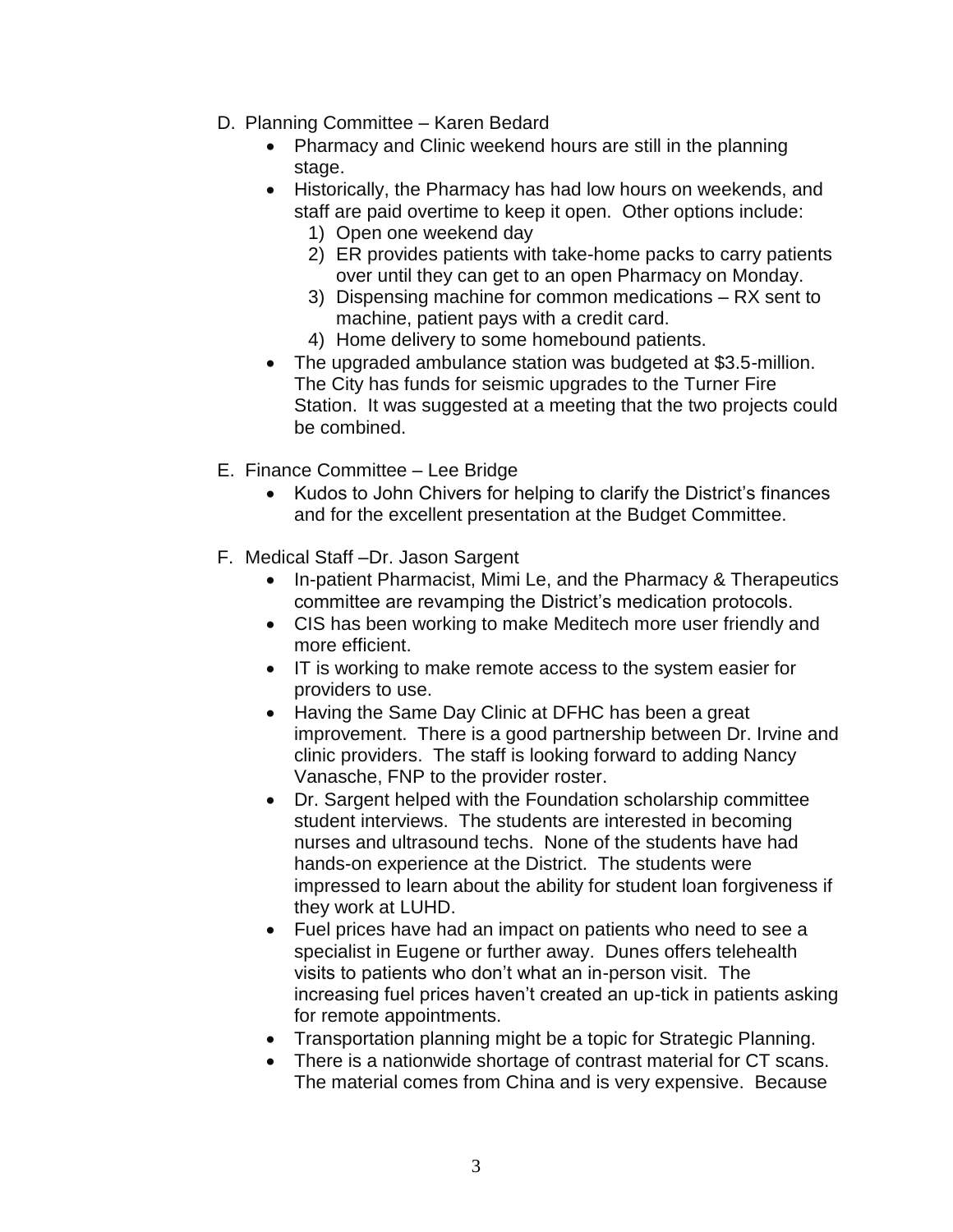D. Planning Committee – Karen Bedard

- Pharmacy and Clinic weekend hours are still in the planning stage.
- Historically, the Pharmacy has had low hours on weekends, and staff are paid overtime to keep it open. Other options include:
  1) Open one weekend day
  2) ER provides patients with take-home packs to carry patients over until they can get to an open Pharmacy on Monday.
  3) Dispensing machine for common medications – RX sent to machine, patient pays with a credit card.
  4) Home delivery to some homebound patients.
- The upgraded ambulance station was budgeted at $3.5-million. The City has funds for seismic upgrades to the Turner Fire Station. It was suggested at a meeting that the two projects could be combined.

E. Finance Committee – Lee Bridge

- Kudos to John Chivers for helping to clarify the District's finances and for the excellent presentation at the Budget Committee.

F. Medical Staff –Dr. Jason Sargent

- In-patient Pharmacist, Mimi Le, and the Pharmacy & Therapeutics committee are revamping the District's medication protocols.
- CIS has been working to make Meditech more user friendly and more efficient.
- IT is working to make remote access to the system easier for providers to use.
- Having the Same Day Clinic at DFHC has been a great improvement. There is a good partnership between Dr. Irvine and clinic providers. The staff is looking forward to adding Nancy Vanasche, FNP to the provider roster.
- Dr. Sargent helped with the Foundation scholarship committee student interviews. The students are interested in becoming nurses and ultrasound techs. None of the students have had hands-on experience at the District. The students were impressed to learn about the ability for student loan forgiveness if they work at LUHD.
- Fuel prices have had an impact on patients who need to see a specialist in Eugene or further away. Dunes offers telehealth visits to patients who don't what an in-person visit. The increasing fuel prices haven't created an up-tick in patients asking for remote appointments.
- Transportation planning might be a topic for Strategic Planning.
- There is a nationwide shortage of contrast material for CT scans. The material comes from China and is very expensive. Because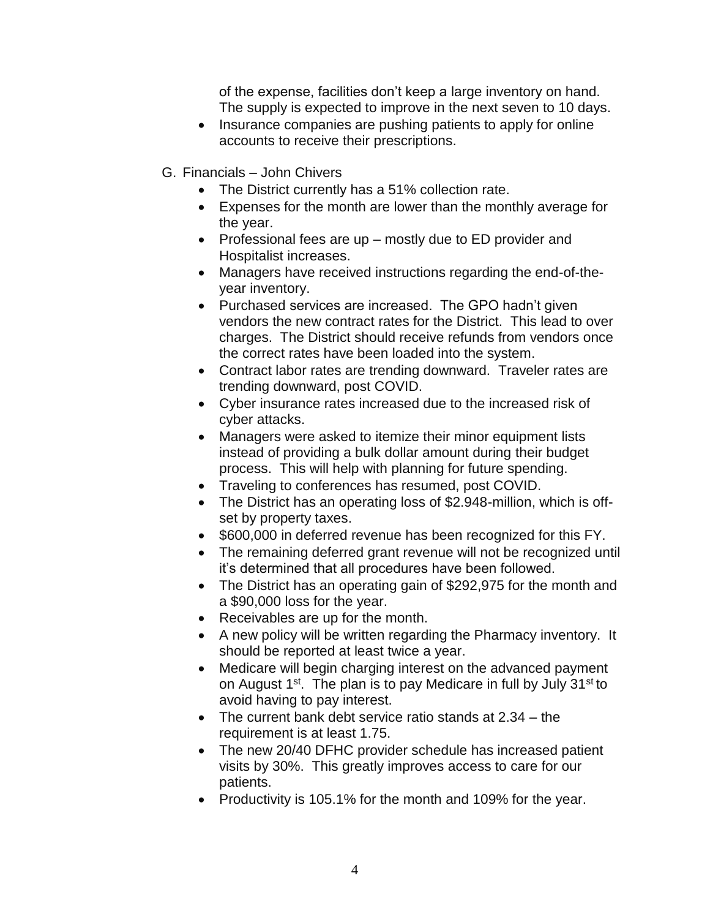of the expense, facilities don't keep a large inventory on hand. The supply is expected to improve in the next seven to 10 days.

- Insurance companies are pushing patients to apply for online accounts to receive their prescriptions.

G. Financials – John Chivers

- The District currently has a 51% collection rate.
- Expenses for the month are lower than the monthly average for the year.
- Professional fees are up – mostly due to ED provider and Hospitalist increases.
- Managers have received instructions regarding the end-of-the-year inventory.
- Purchased services are increased. The GPO hadn't given vendors the new contract rates for the District. This lead to over charges. The District should receive refunds from vendors once the correct rates have been loaded into the system.
- Contract labor rates are trending downward. Traveler rates are trending downward, post COVID.
- Cyber insurance rates increased due to the increased risk of cyber attacks.
- Managers were asked to itemize their minor equipment lists instead of providing a bulk dollar amount during their budget process. This will help with planning for future spending.
- Traveling to conferences has resumed, post COVID.
- The District has an operating loss of $2.948-million, which is off-set by property taxes.
- $600,000 in deferred revenue has been recognized for this FY.
- The remaining deferred grant revenue will not be recognized until it's determined that all procedures have been followed.
- The District has an operating gain of $292,975 for the month and a $90,000 loss for the year.
- Receivables are up for the month.
- A new policy will be written regarding the Pharmacy inventory. It should be reported at least twice a year.
- Medicare will begin charging interest on the advanced payment on August 1st. The plan is to pay Medicare in full by July 31st to avoid having to pay interest.
- The current bank debt service ratio stands at 2.34 – the requirement is at least 1.75.
- The new 20/40 DFHC provider schedule has increased patient visits by 30%. This greatly improves access to care for our patients.
- Productivity is 105.1% for the month and 109% for the year.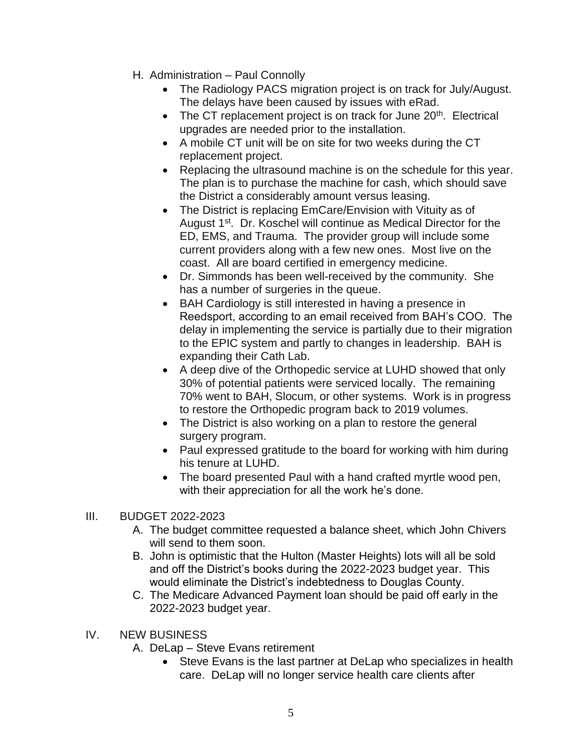H. Administration – Paul Connolly
   - The Radiology PACS migration project is on track for July/August. The delays have been caused by issues with eRad.
   - The CT replacement project is on track for June 20th. Electrical upgrades are needed prior to the installation.
   - A mobile CT unit will be on site for two weeks during the CT replacement project.
   - Replacing the ultrasound machine is on the schedule for this year. The plan is to purchase the machine for cash, which should save the District a considerably amount versus leasing.
   - The District is replacing EmCare/Envision with Vituity as of August 1st. Dr. Koschel will continue as Medical Director for the ED, EMS, and Trauma. The provider group will include some current providers along with a few new ones. Most live on the coast. All are board certified in emergency medicine.
   - Dr. Simmonds has been well-received by the community. She has a number of surgeries in the queue.
   - BAH Cardiology is still interested in having a presence in Reedsport, according to an email received from BAH's COO. The delay in implementing the service is partially due to their migration to the EPIC system and partly to changes in leadership. BAH is expanding their Cath Lab.
   - A deep dive of the Orthopedic service at LUHD showed that only 30% of potential patients were serviced locally. The remaining 70% went to BAH, Slocum, or other systems. Work is in progress to restore the Orthopedic program back to 2019 volumes.
   - The District is also working on a plan to restore the general surgery program.
   - Paul expressed gratitude to the board for working with him during his tenure at LUHD.
   - The board presented Paul with a hand crafted myrtle wood pen, with their appreciation for all the work he's done.

III. BUDGET 2022-2023

A. The budget committee requested a balance sheet, which John Chivers will send to them soon.

B. John is optimistic that the Hulton (Master Heights) lots will all be sold and off the District's books during the 2022-2023 budget year. This would eliminate the District's indebtedness to Douglas County.

C. The Medicare Advanced Payment loan should be paid off early in the 2022-2023 budget year.

IV. NEW BUSINESS

A. DeLap – Steve Evans retirement
   - Steve Evans is the last partner at DeLap who specializes in health care. DeLap will no longer service health care clients after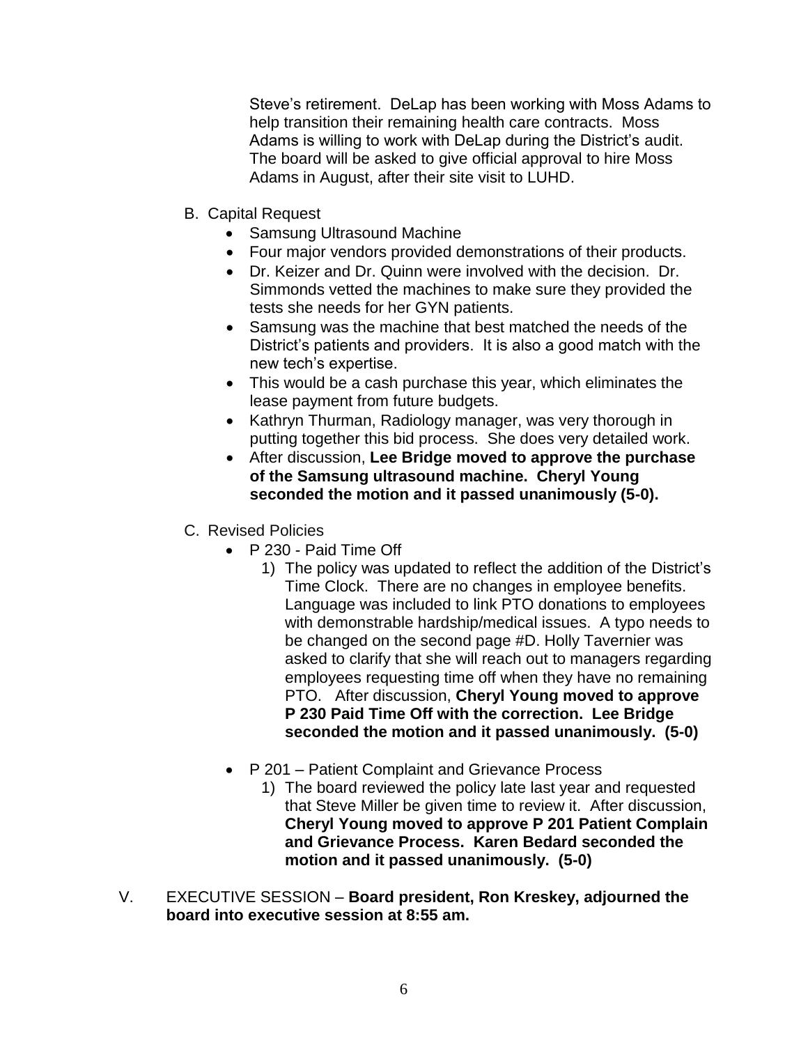Steve's retirement. DeLap has been working with Moss Adams to help transition their remaining health care contracts. Moss Adams is willing to work with DeLap during the District's audit. The board will be asked to give official approval to hire Moss Adams in August, after their site visit to LUHD.

B. Capital Request

- Samsung Ultrasound Machine
- Four major vendors provided demonstrations of their products.
- Dr. Keizer and Dr. Quinn were involved with the decision. Dr. Simmonds vetted the machines to make sure they provided the tests she needs for her GYN patients.
- Samsung was the machine that best matched the needs of the District's patients and providers. It is also a good match with the new tech's expertise.
- This would be a cash purchase this year, which eliminates the lease payment from future budgets.
- Kathryn Thurman, Radiology manager, was very thorough in putting together this bid process. She does very detailed work.
- After discussion, **Lee Bridge moved to approve the purchase of the Samsung ultrasound machine. Cheryl Young seconded the motion and it passed unanimously (5-0).**

C. Revised Policies

- P 230 - Paid Time Off
  1) The policy was updated to reflect the addition of the District's Time Clock. There are no changes in employee benefits. Language was included to link PTO donations to employees with demonstrable hardship/medical issues. A typo needs to be changed on the second page #D. Holly Tavernier was asked to clarify that she will reach out to managers regarding employees requesting time off when they have no remaining PTO. After discussion, **Cheryl Young moved to approve P 230 Paid Time Off with the correction. Lee Bridge seconded the motion and it passed unanimously. (5-0)**

- P 201 – Patient Complaint and Grievance Process
  1) The board reviewed the policy late last year and requested that Steve Miller be given time to review it. After discussion, **Cheryl Young moved to approve P 201 Patient Complain and Grievance Process. Karen Bedard seconded the motion and it passed unanimously. (5-0)**

V. EXECUTIVE SESSION – **Board president, Ron Kreskey, adjourned the board into executive session at 8:55 am.**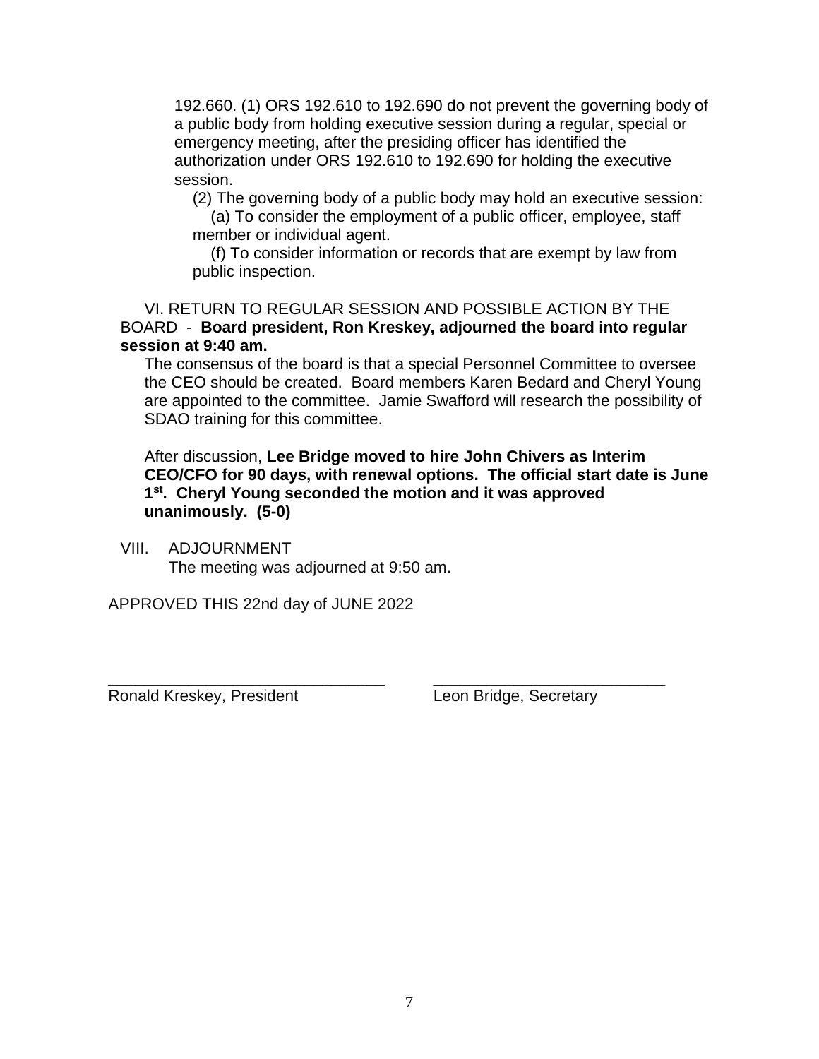192.660. (1) ORS 192.610 to 192.690 do not prevent the governing body of a public body from holding executive session during a regular, special or emergency meeting, after the presiding officer has identified the authorization under ORS 192.610 to 192.690 for holding the executive session.

(2) The governing body of a public body may hold an executive session:

(a) To consider the employment of a public officer, employee, staff member or individual agent.

(f) To consider information or records that are exempt by law from public inspection.

VI. RETURN TO REGULAR SESSION AND POSSIBLE ACTION BY THE BOARD - **Board president, Ron Kreskey, adjourned the board into regular session at 9:40 am.**

The consensus of the board is that a special Personnel Committee to oversee the CEO should be created. Board members Karen Bedard and Cheryl Young are appointed to the committee. Jamie Swafford will research the possibility of SDAO training for this committee.

After discussion, **Lee Bridge moved to hire John Chivers as Interim CEO/CFO for 90 days, with renewal options. The official start date is June 1st. Cheryl Young seconded the motion and it was approved unanimously. (5-0)**

VIII. ADJOURNMENT

The meeting was adjourned at 9:50 am.

APPROVED THIS 22nd day of JUNE 2022

_______________________________ _______________________________

Ronald Kreskey, President Leon Bridge, Secretary